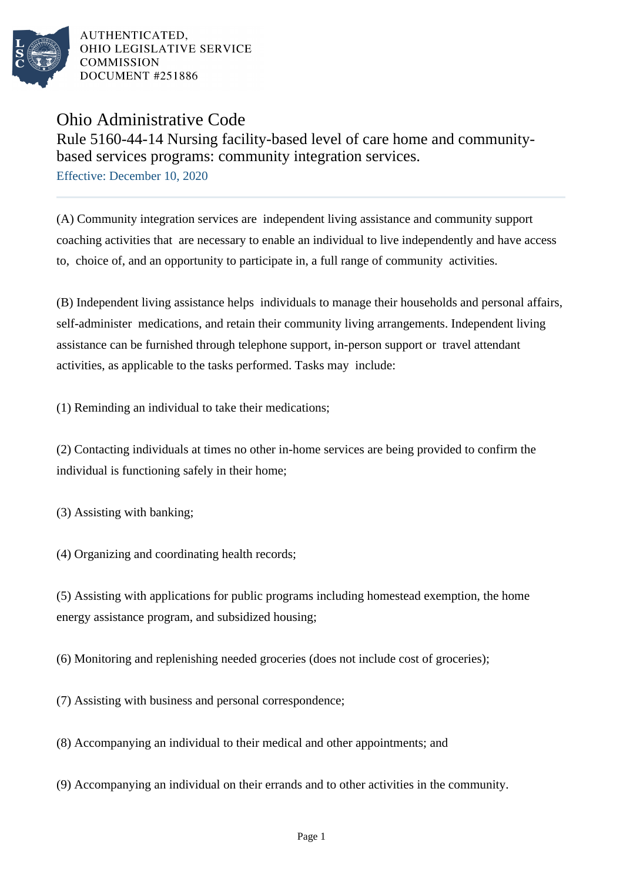AUTHENTICATED,
OHIO LEGISLATIVE SERVICE
COMMISSION
DOCUMENT #251886

# Ohio Administrative Code

## Rule 5160-44-14 Nursing facility-based level of care home and community-based services programs: community integration services.

Effective: December 10, 2020

(A) Community integration services are independent living assistance and community support coaching activities that are necessary to enable an individual to live independently and have access to, choice of, and an opportunity to participate in, a full range of community activities.

(B) Independent living assistance helps individuals to manage their households and personal affairs, self-administer medications, and retain their community living arrangements. Independent living assistance can be furnished through telephone support, in-person support or travel attendant activities, as applicable to the tasks performed. Tasks may include:

(1) Reminding an individual to take their medications;

(2) Contacting individuals at times no other in-home services are being provided to confirm the individual is functioning safely in their home;

(3) Assisting with banking;

(4) Organizing and coordinating health records;

(5) Assisting with applications for public programs including homestead exemption, the home energy assistance program, and subsidized housing;

(6) Monitoring and replenishing needed groceries (does not include cost of groceries);

(7) Assisting with business and personal correspondence;

(8) Accompanying an individual to their medical and other appointments; and

(9) Accompanying an individual on their errands and to other activities in the community.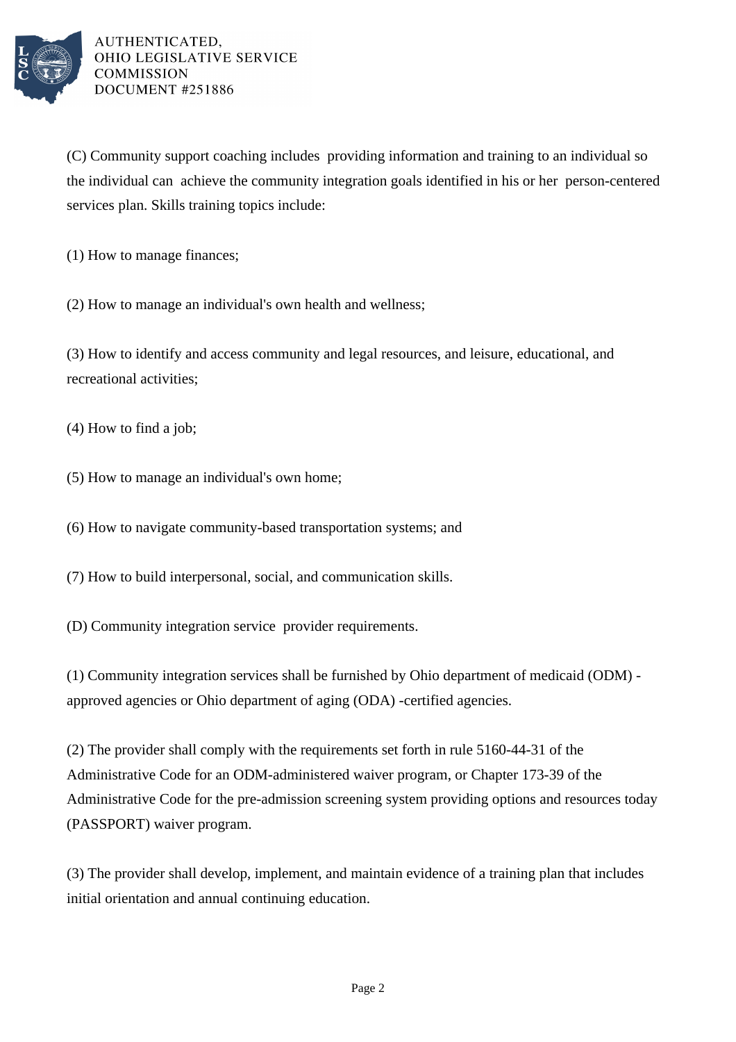(C) Community support coaching includes providing information and training to an individual so the individual can achieve the community integration goals identified in his or her person-centered services plan. Skills training topics include:

(1) How to manage finances;

(2) How to manage an individual's own health and wellness;

(3) How to identify and access community and legal resources, and leisure, educational, and recreational activities;

(4) How to find a job;

(5) How to manage an individual's own home;

(6) How to navigate community-based transportation systems; and

(7) How to build interpersonal, social, and communication skills.

(D) Community integration service provider requirements.

(1) Community integration services shall be furnished by Ohio department of medicaid (ODM) -approved agencies or Ohio department of aging (ODA) -certified agencies.

(2) The provider shall comply with the requirements set forth in rule 5160-44-31 of the Administrative Code for an ODM-administered waiver program, or Chapter 173-39 of the Administrative Code for the pre-admission screening system providing options and resources today (PASSPORT) waiver program.

(3) The provider shall develop, implement, and maintain evidence of a training plan that includes initial orientation and annual continuing education.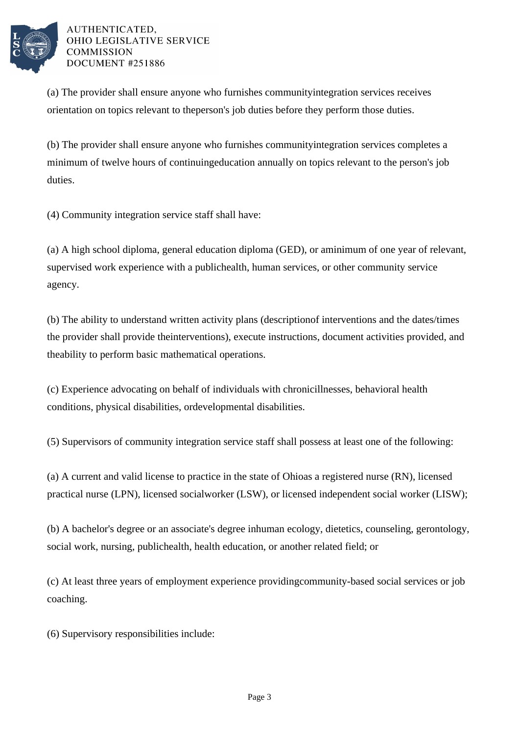(a) The provider shall ensure anyone who furnishes communityintegration services receives orientation on topics relevant to theperson's job duties before they perform those duties.

(b) The provider shall ensure anyone who furnishes communityintegration services completes a minimum of twelve hours of continuingeducation annually on topics relevant to the person's job duties.

(4) Community integration service staff shall have:

(a) A high school diploma, general education diploma (GED), or aminimum of one year of relevant, supervised work experience with a publichealth, human services, or other community service agency.

(b) The ability to understand written activity plans (descriptionof interventions and the dates/times the provider shall provide theinterventions), execute instructions, document activities provided, and theability to perform basic mathematical operations.

(c) Experience advocating on behalf of individuals with chronicillnesses, behavioral health conditions, physical disabilities, ordevelopmental disabilities.

(5) Supervisors of community integration service staff shall possess at least one of the following:

(a) A current and valid license to practice in the state of Ohioas a registered nurse (RN), licensed practical nurse (LPN), licensed socialworker (LSW), or licensed independent social worker (LISW);

(b) A bachelor's degree or an associate's degree inhuman ecology, dietetics, counseling, gerontology, social work, nursing, publichealth, health education, or another related field; or

(c) At least three years of employment experience providingcommunity-based social services or job coaching.

(6) Supervisory responsibilities include: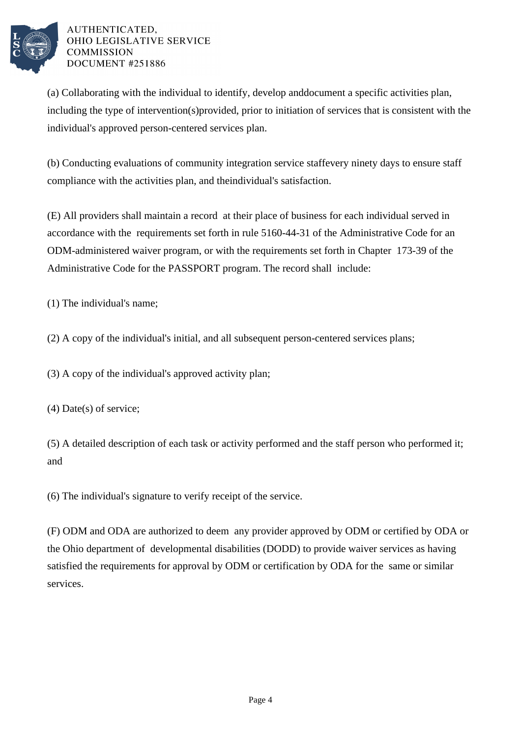(a) Collaborating with the individual to identify, develop anddocument a specific activities plan, including the type of intervention(s)provided, prior to initiation of services that is consistent with the individual's approved person-centered services plan.

(b) Conducting evaluations of community integration service staffevery ninety days to ensure staff compliance with the activities plan, and theindividual's satisfaction.

(E) All providers shall maintain a record at their place of business for each individual served in accordance with the requirements set forth in rule 5160-44-31 of the Administrative Code for an ODM-administered waiver program, or with the requirements set forth in Chapter 173-39 of the Administrative Code for the PASSPORT program. The record shall include:

(1) The individual's name;

(2) A copy of the individual's initial, and all subsequent person-centered services plans;

(3) A copy of the individual's approved activity plan;

(4) Date(s) of service;

(5) A detailed description of each task or activity performed and the staff person who performed it; and

(6) The individual's signature to verify receipt of the service.

(F) ODM and ODA are authorized to deem any provider approved by ODM or certified by ODA or the Ohio department of developmental disabilities (DODD) to provide waiver services as having satisfied the requirements for approval by ODM or certification by ODA for the same or similar services.